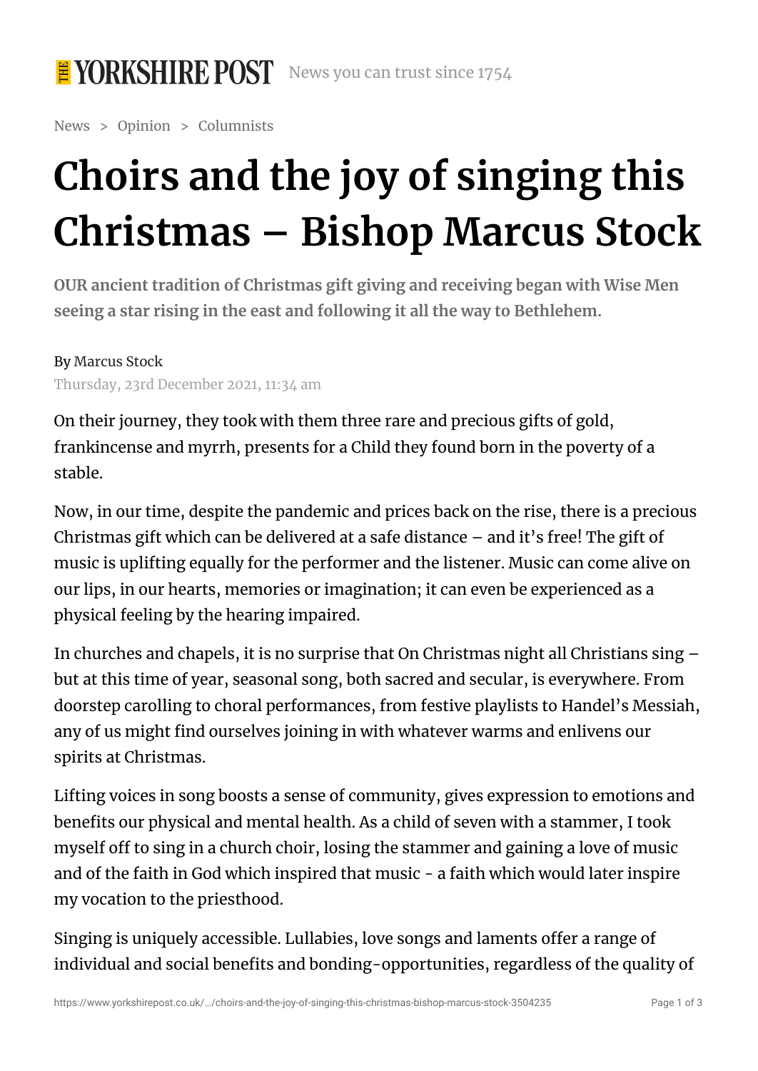# Choirs and the joy of singing this Christmas – Bishop Marcus Stock

**OUR ancient tradition of Christmas gift giving and receiving began with Wise Men seeing a star rising in the east and following it all the way to Bethlehem.**

By Marcus Stock
Thursday, 23rd December 2021, 11:34 am

On their journey, they took with them three rare and precious gifts of gold, frankincense and myrrh, presents for a Child they found born in the poverty of a stable.

Now, in our time, despite the pandemic and prices back on the rise, there is a precious Christmas gift which can be delivered at a safe distance – and it's free! The gift of music is uplifting equally for the performer and the listener. Music can come alive on our lips, in our hearts, memories or imagination; it can even be experienced as a physical feeling by the hearing impaired.

In churches and chapels, it is no surprise that On Christmas night all Christians sing – but at this time of year, seasonal song, both sacred and secular, is everywhere. From doorstep carolling to choral performances, from festive playlists to Handel's Messiah, any of us might find ourselves joining in with whatever warms and enlivens our spirits at Christmas.

Lifting voices in song boosts a sense of community, gives expression to emotions and benefits our physical and mental health. As a child of seven with a stammer, I took myself off to sing in a church choir, losing the stammer and gaining a love of music and of the faith in God which inspired that music - a faith which would later inspire my vocation to the priesthood.

Singing is uniquely accessible. Lullabies, love songs and laments offer a range of individual and social benefits and bonding-opportunities, regardless of the quality of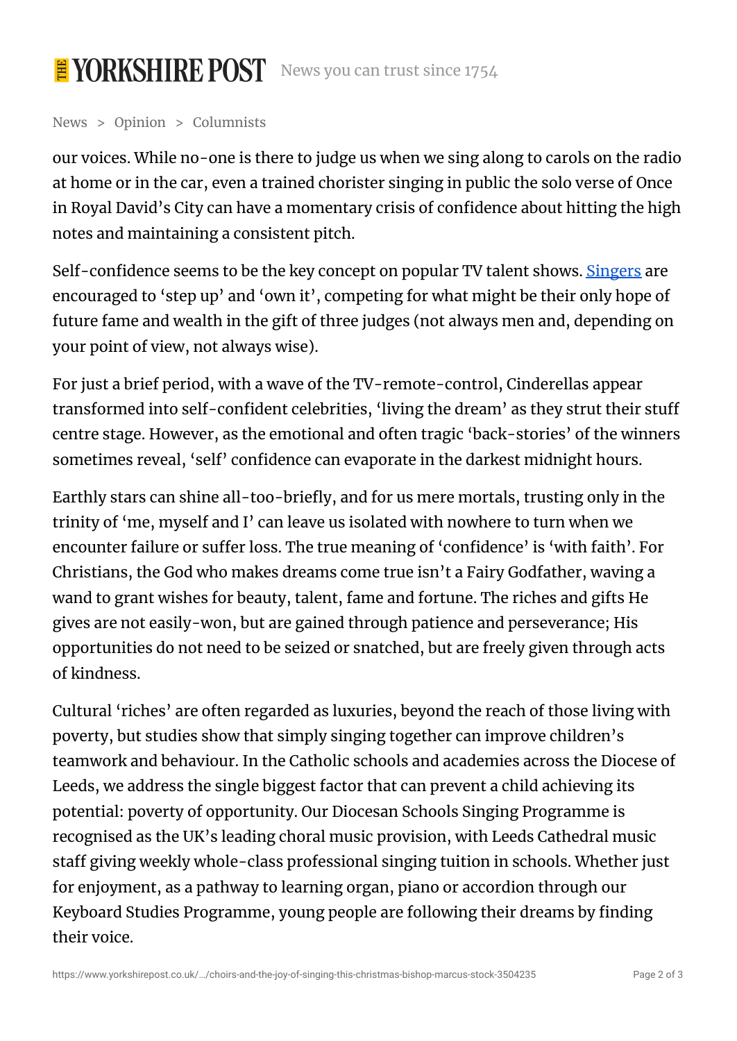our voices. While no-one is there to judge us when we sing along to carols on the radio at home or in the car, even a trained chorister singing in public the solo verse of Once in Royal David's City can have a momentary crisis of confidence about hitting the high notes and maintaining a consistent pitch.

Self-confidence seems to be the key concept on popular TV talent shows. Singers are encouraged to 'step up' and 'own it', competing for what might be their only hope of future fame and wealth in the gift of three judges (not always men and, depending on your point of view, not always wise).

For just a brief period, with a wave of the TV-remote-control, Cinderellas appear transformed into self-confident celebrities, 'living the dream' as they strut their stuff centre stage. However, as the emotional and often tragic 'back-stories' of the winners sometimes reveal, 'self' confidence can evaporate in the darkest midnight hours.

Earthly stars can shine all-too-briefly, and for us mere mortals, trusting only in the trinity of 'me, myself and I' can leave us isolated with nowhere to turn when we encounter failure or suffer loss. The true meaning of 'confidence' is 'with faith'. For Christians, the God who makes dreams come true isn't a Fairy Godfather, waving a wand to grant wishes for beauty, talent, fame and fortune. The riches and gifts He gives are not easily-won, but are gained through patience and perseverance; His opportunities do not need to be seized or snatched, but are freely given through acts of kindness.

Cultural 'riches' are often regarded as luxuries, beyond the reach of those living with poverty, but studies show that simply singing together can improve children's teamwork and behaviour. In the Catholic schools and academies across the Diocese of Leeds, we address the single biggest factor that can prevent a child achieving its potential: poverty of opportunity. Our Diocesan Schools Singing Programme is recognised as the UK's leading choral music provision, with Leeds Cathedral music staff giving weekly whole-class professional singing tuition in schools. Whether just for enjoyment, as a pathway to learning organ, piano or accordion through our Keyboard Studies Programme, young people are following their dreams by finding their voice.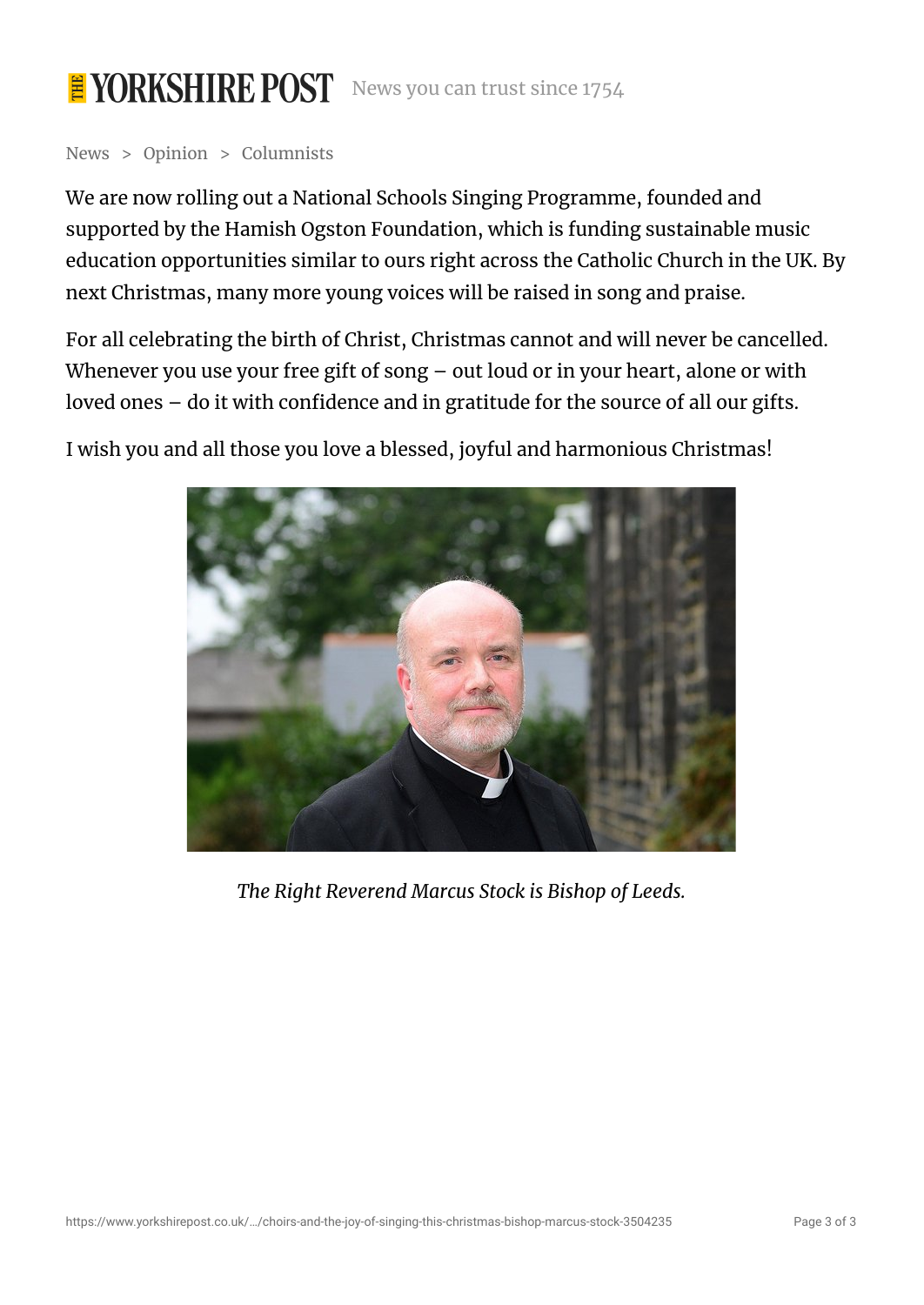We are now rolling out a National Schools Singing Programme, founded and supported by the Hamish Ogston Foundation, which is funding sustainable music education opportunities similar to ours right across the Catholic Church in the UK. By next Christmas, many more young voices will be raised in song and praise.

For all celebrating the birth of Christ, Christmas cannot and will never be cancelled. Whenever you use your free gift of song – out loud or in your heart, alone or with loved ones – do it with confidence and in gratitude for the source of all our gifts.

I wish you and all those you love a blessed, joyful and harmonious Christmas!

*The Right Reverend Marcus Stock is Bishop of Leeds.*